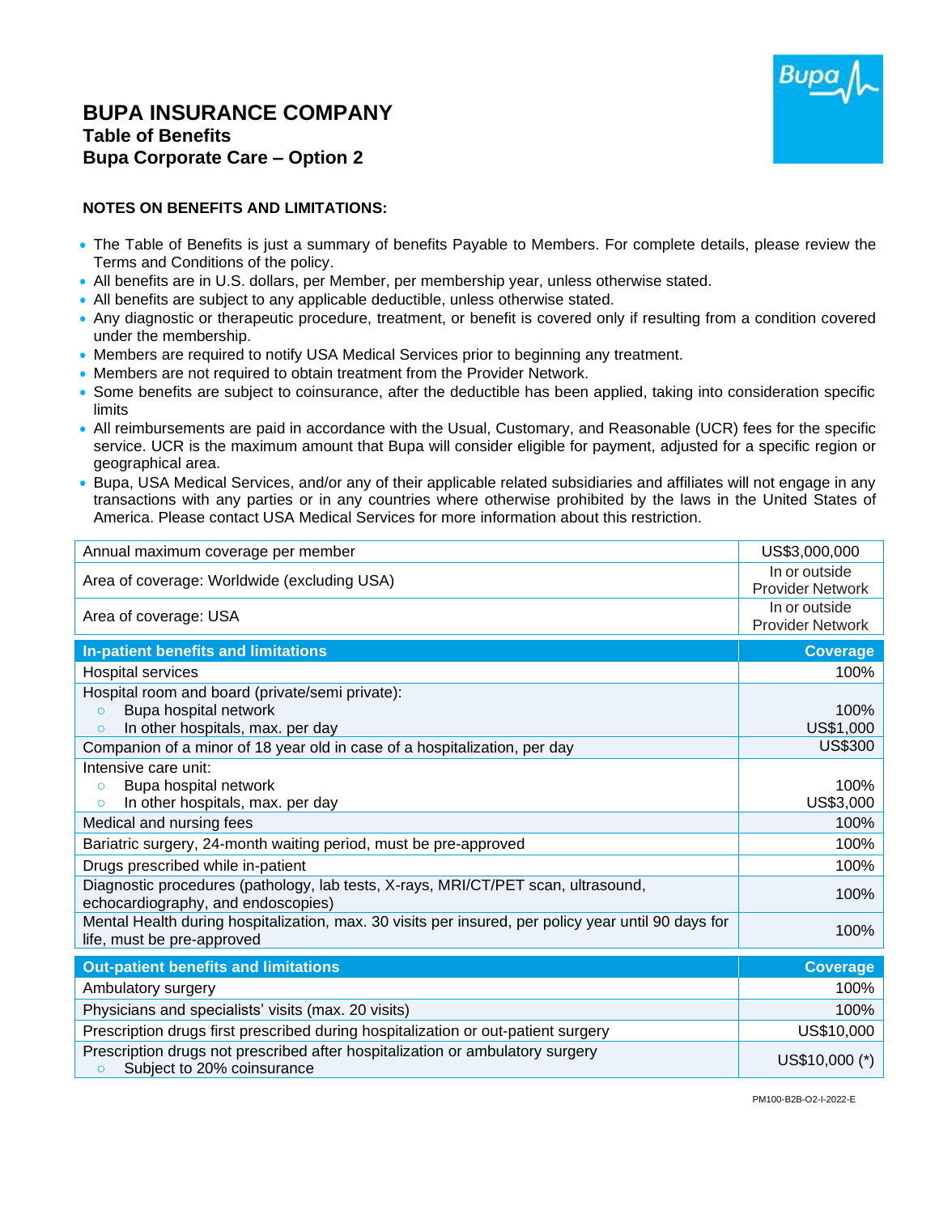# BUPA INSURANCE COMPANY

## Table of Benefits

## Bupa Corporate Care – Option 2

**NOTES ON BENEFITS AND LIMITATIONS:**

- The Table of Benefits is just a summary of benefits Payable to Members. For complete details, please review the Terms and Conditions of the policy.
- All benefits are in U.S. dollars, per Member, per membership year, unless otherwise stated.
- All benefits are subject to any applicable deductible, unless otherwise stated.
- Any diagnostic or therapeutic procedure, treatment, or benefit is covered only if resulting from a condition covered under the membership.
- Members are required to notify USA Medical Services prior to beginning any treatment.
- Members are not required to obtain treatment from the Provider Network.
- Some benefits are subject to coinsurance, after the deductible has been applied, taking into consideration specific limits
- All reimbursements are paid in accordance with the Usual, Customary, and Reasonable (UCR) fees for the specific service. UCR is the maximum amount that Bupa will consider eligible for payment, adjusted for a specific region or geographical area.
- Bupa, USA Medical Services, and/or any of their applicable related subsidiaries and affiliates will not engage in any transactions with any parties or in any countries where otherwise prohibited by the laws in the United States of America. Please contact USA Medical Services for more information about this restriction.

| | |
|---|---|
| Annual maximum coverage per member | US$3,000,000 |
| Area of coverage: Worldwide (excluding USA) | In or outside Provider Network |
| Area of coverage: USA | In or outside Provider Network |

| **In-patient benefits and limitations** | **Coverage** |
|---|---|
| Hospital services | 100% |
| Hospital room and board (private/semi private):<br>◦ Bupa hospital network<br>◦ In other hospitals, max. per day | <br>100%<br>US$1,000 |
| Companion of a minor of 18 year old in case of a hospitalization, per day | US$300 |
| Intensive care unit:<br>◦ Bupa hospital network<br>◦ In other hospitals, max. per day | <br>100%<br>US$3,000 |
| Medical and nursing fees | 100% |
| Bariatric surgery, 24-month waiting period, must be pre-approved | 100% |
| Drugs prescribed while in-patient | 100% |
| Diagnostic procedures (pathology, lab tests, X-rays, MRI/CT/PET scan, ultrasound, echocardiography, and endoscopies) | 100% |
| Mental Health during hospitalization, max. 30 visits per insured, per policy year until 90 days for life, must be pre-approved | 100% |

| **Out-patient benefits and limitations** | **Coverage** |
|---|---|
| Ambulatory surgery | 100% |
| Physicians and specialists' visits (max. 20 visits) | 100% |
| Prescription drugs first prescribed during hospitalization or out-patient surgery | US$10,000 |
| Prescription drugs not prescribed after hospitalization or ambulatory surgery<br>◦ Subject to 20% coinsurance | US$10,000 (*) |

PM100-B2B-O2-I-2022-E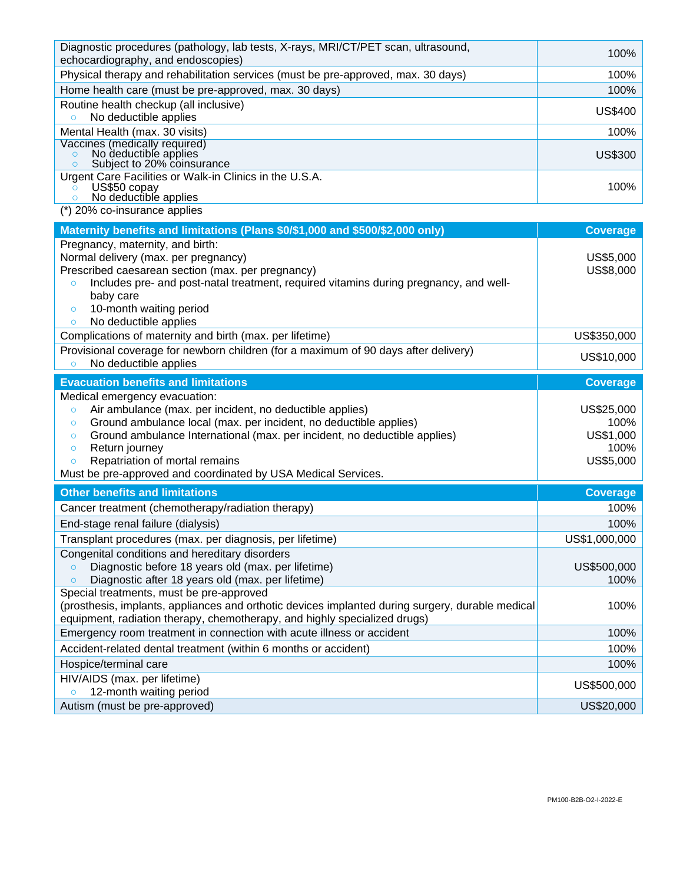| | |
|---|---|
| Diagnostic procedures (pathology, lab tests, X-rays, MRI/CT/PET scan, ultrasound, echocardiography, and endoscopies) | 100% |
| Physical therapy and rehabilitation services (must be pre-approved, max. 30 days) | 100% |
| Home health care (must be pre-approved, max. 30 days) | 100% |
| Routine health checkup (all inclusive)<br>○ No deductible applies | US$400 |
| Mental Health (max. 30 visits) | 100% |
| Vaccines (medically required)<br>○ No deductible applies<br>○ Subject to 20% coinsurance | US$300 |
| Urgent Care Facilities or Walk-in Clinics in the U.S.A.<br>○ US$50 copay<br>○ No deductible applies | 100% |

(*) 20% co-insurance applies

| Maternity benefits and limitations (Plans $0/$1,000 and $500/$2,000 only) | Coverage |
|---|---|
| Pregnancy, maternity, and birth:<br>Normal delivery (max. per pregnancy)<br>Prescribed caesarean section (max. per pregnancy)<br>○ Includes pre- and post-natal treatment, required vitamins during pregnancy, and well-baby care<br>○ 10-month waiting period<br>○ No deductible applies | <br>US$5,000<br>US$8,000 |
| Complications of maternity and birth (max. per lifetime) | US$350,000 |
| Provisional coverage for newborn children (for a maximum of 90 days after delivery)<br>○ No deductible applies | US$10,000 |

| Evacuation benefits and limitations | Coverage |
|---|---|
| Medical emergency evacuation:<br>○ Air ambulance (max. per incident, no deductible applies)<br>○ Ground ambulance local (max. per incident, no deductible applies)<br>○ Ground ambulance International (max. per incident, no deductible applies)<br>○ Return journey<br>○ Repatriation of mortal remains<br>Must be pre-approved and coordinated by USA Medical Services. | <br>US$25,000<br>100%<br>US$1,000<br>100%<br>US$5,000 |

| Other benefits and limitations | Coverage |
|---|---|
| Cancer treatment (chemotherapy/radiation therapy) | 100% |
| End-stage renal failure (dialysis) | 100% |
| Transplant procedures (max. per diagnosis, per lifetime) | US$1,000,000 |
| Congenital conditions and hereditary disorders<br>○ Diagnostic before 18 years old (max. per lifetime)<br>○ Diagnostic after 18 years old (max. per lifetime) | <br>US$500,000<br>100% |
| Special treatments, must be pre-approved<br>(prosthesis, implants, appliances and orthotic devices implanted during surgery, durable medical equipment, radiation therapy, chemotherapy, and highly specialized drugs) | 100% |
| Emergency room treatment in connection with acute illness or accident | 100% |
| Accident-related dental treatment (within 6 months or accident) | 100% |
| Hospice/terminal care | 100% |
| HIV/AIDS (max. per lifetime)<br>○ 12-month waiting period | US$500,000 |
| Autism (must be pre-approved) | US$20,000 |

PM100-B2B-O2-I-2022-E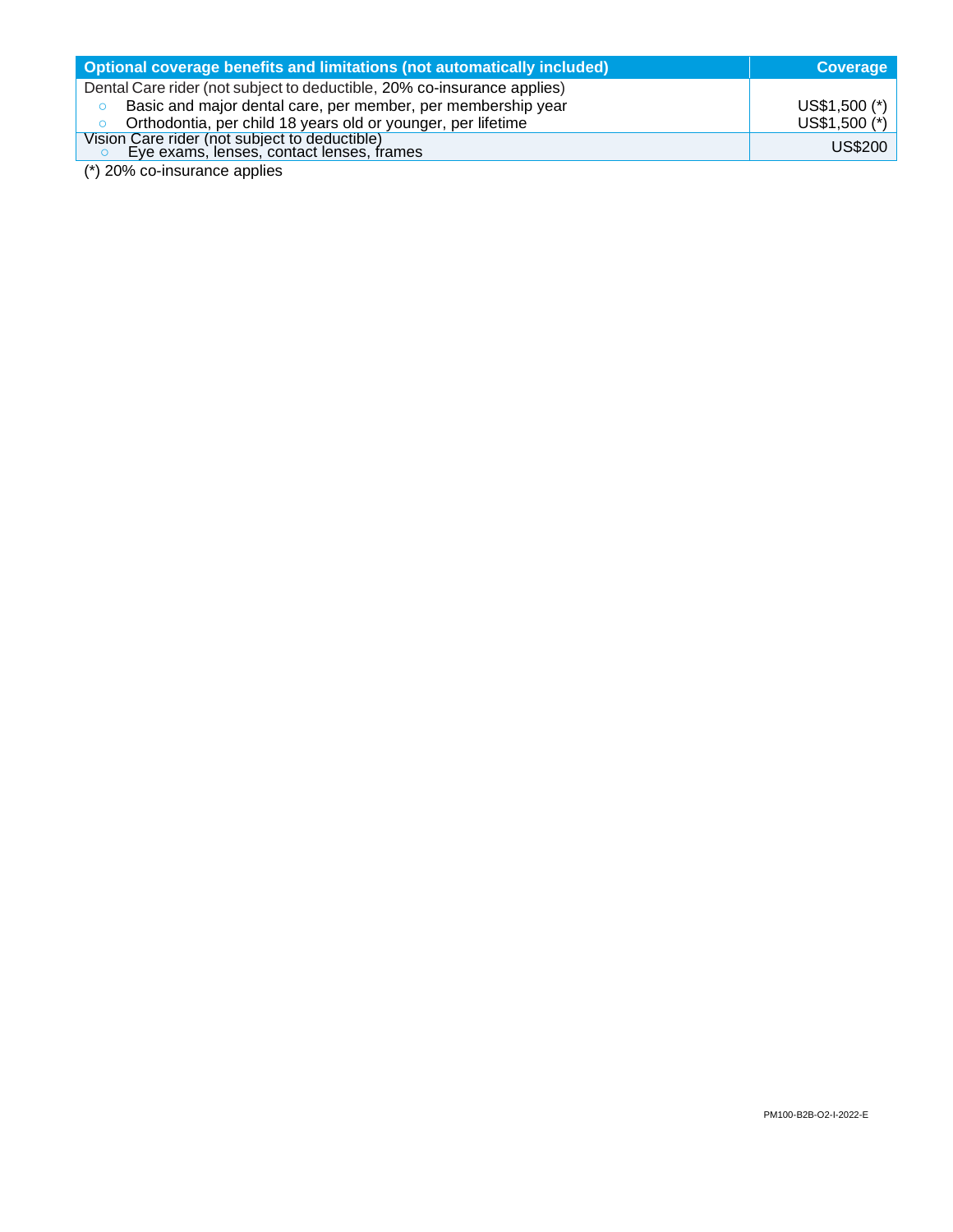| Optional coverage benefits and limitations (not automatically included) | Coverage |
| --- | --- |
| Dental Care rider (not subject to deductible, 20% co-insurance applies) | |
| ○ Basic and major dental care, per member, per membership year | US$1,500 (*) |
| ○ Orthodontia, per child 18 years old or younger, per lifetime | US$1,500 (*) |
| Vision Care rider (not subject to deductible)<br>○ Eye exams, lenses, contact lenses, frames | US$200 |

(*) 20% co-insurance applies

PM100-B2B-O2-I-2022-E